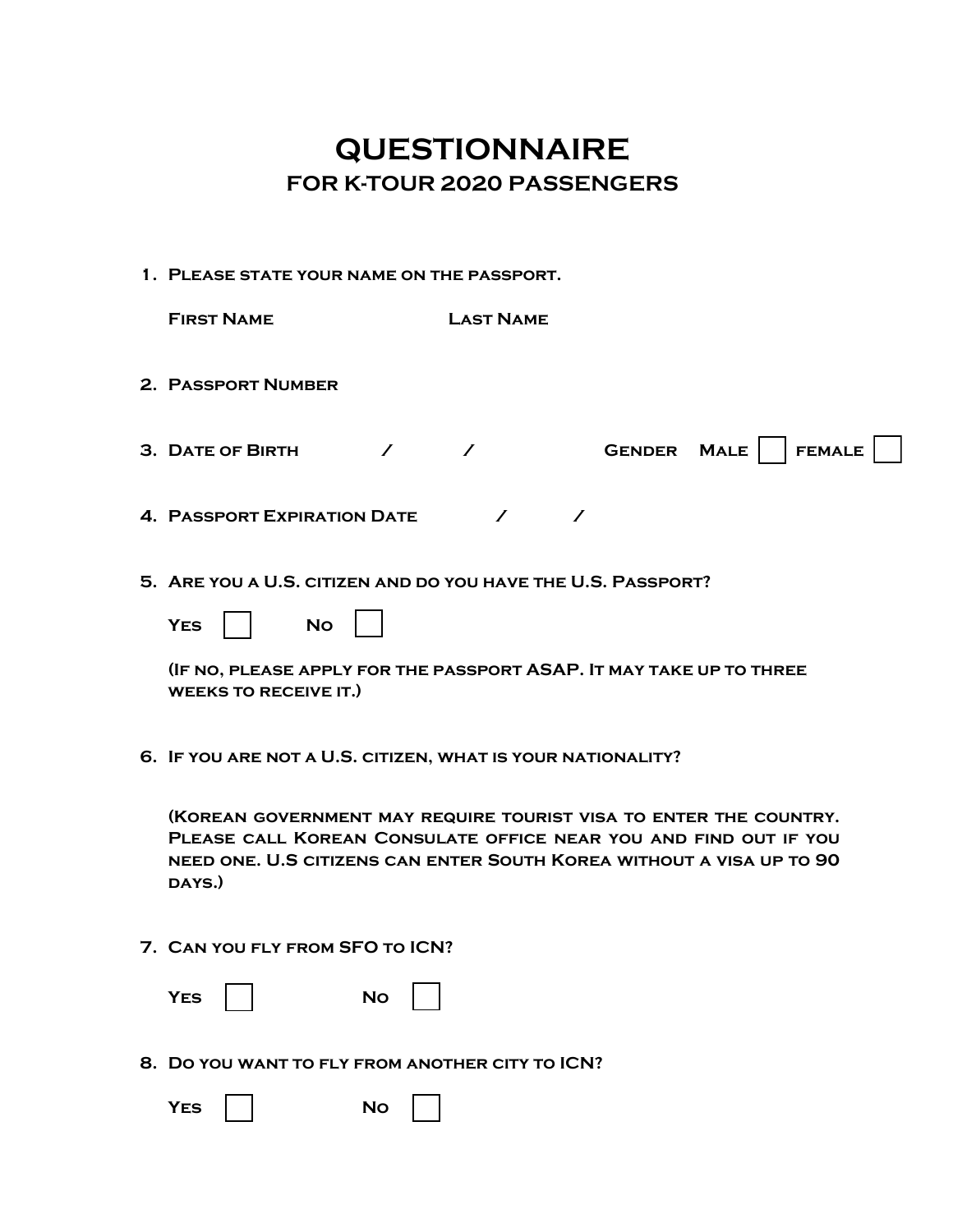# QUESTIONNAIRE

## FOR K-TOUR 2020 PASSENGERS

1. Please state your name on the passport.

   First Name                    Last Name

2. Passport Number

3. Date of Birth      /      /            Gender   Male ☐   female ☐

4. Passport Expiration Date      /      /

5. Are you a U.S. citizen and do you have the U.S. Passport?

   Yes ☐     No ☐

   (If no, please apply for the passport ASAP. It may take up to three weeks to receive it.)

6. If you are not a U.S. citizen, what is your nationality?

   (Korean government may require tourist visa to enter the country. Please call Korean Consulate office near you and find out if you need one. U.S citizens can enter South Korea without a visa up to 90 days.)

7. Can you fly from SFO to ICN?

   Yes ☐     No ☐

8. Do you want to fly from another city to ICN?

   Yes ☐     No ☐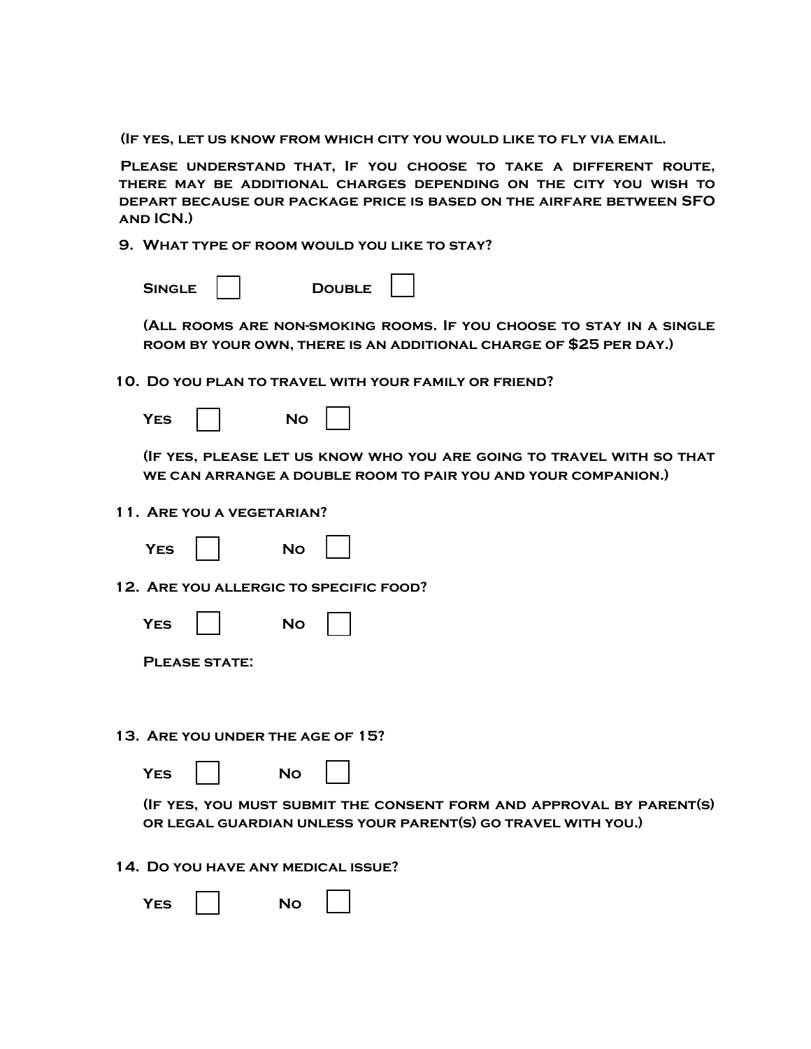(If yes, let us know from which city you would like to fly via email.

Please understand that, If you choose to take a different route, there may be additional charges depending on the city you wish to depart because our package price is based on the airfare between SFO and ICN.)

9. What type of room would you like to stay?

   Single ☐ Double ☐

   (All rooms are non-smoking rooms. If you choose to stay in a single room by your own, there is an additional charge of $25 per day.)

10. Do you plan to travel with your family or friend?

    Yes ☐ No ☐

    (If yes, please let us know who you are going to travel with so that we can arrange a double room to pair you and your companion.)

11. Are you a vegetarian?

    Yes ☐ No ☐

12. Are you allergic to specific food?

    Yes ☐ No ☐

    Please state:

13. Are you under the age of 15?

    Yes ☐ No ☐

    (If yes, you must submit the consent form and approval by parent(s) or legal guardian unless your parent(s) go travel with you.)

14. Do you have any medical issue?

    Yes ☐ No ☐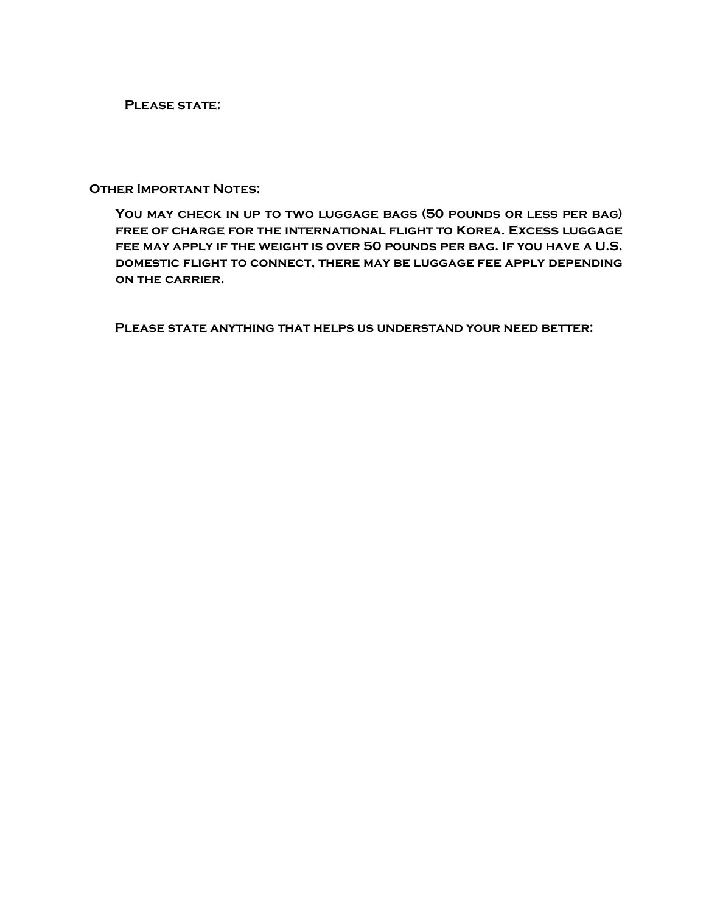**Please state:**

**Other Important Notes:**

**You may check in up to two luggage bags (50 pounds or less per bag) free of charge for the international flight to Korea. Excess luggage fee may apply if the weight is over 50 pounds per bag. If you have a U.S. domestic flight to connect, there may be luggage fee apply depending on the carrier.**

**Please state anything that helps us understand your need better:**